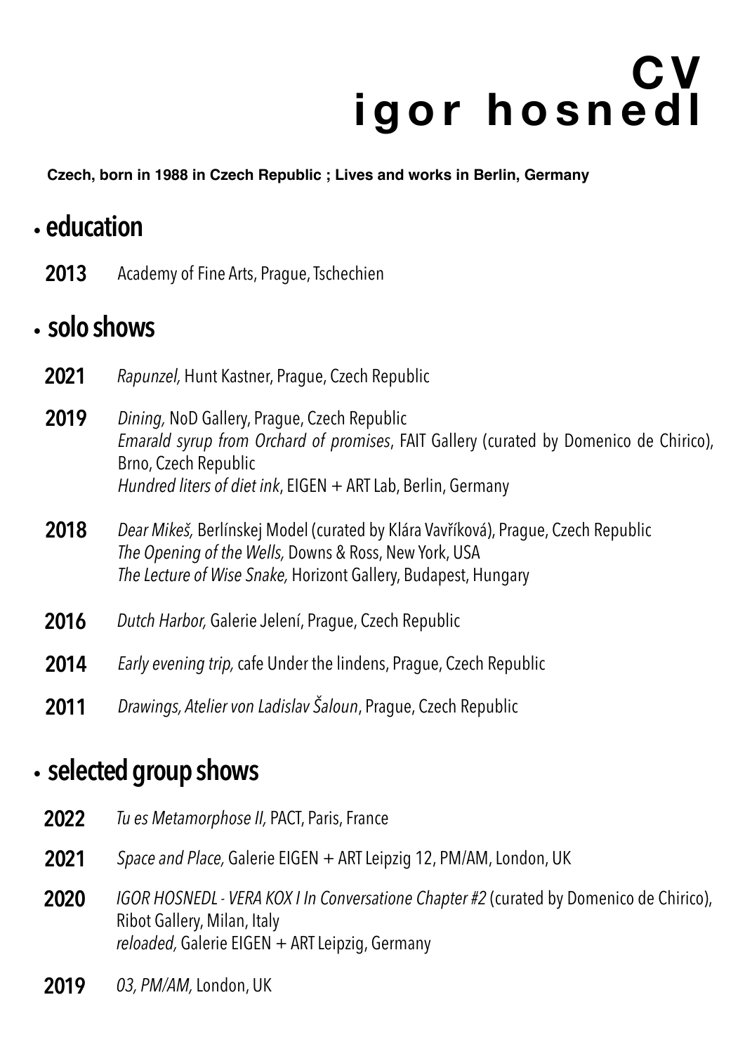# CV
# igor hosnedl

**Czech, born in 1988 in Czech Republic ; Lives and works in Berlin, Germany**

## • education

**2013** Academy of Fine Arts, Prague, Tschechien

## • solo shows

**2021** *Rapunzel,* Hunt Kastner, Prague, Czech Republic

**2019** *Dining,* NoD Gallery, Prague, Czech Republic
*Emarald syrup from Orchard of promises*, FAIT Gallery (curated by Domenico de Chirico), Brno, Czech Republic
*Hundred liters of diet ink*, EIGEN + ART Lab, Berlin, Germany

**2018** *Dear Mikeš,* Berlínskej Model (curated by Klára Vavříková), Prague, Czech Republic
*The Opening of the Wells,* Downs & Ross, New York, USA
*The Lecture of Wise Snake,* Horizont Gallery, Budapest, Hungary

**2016** *Dutch Harbor,* Galerie Jelení, Prague, Czech Republic

**2014** *Early evening trip,* cafe Under the lindens, Prague, Czech Republic

**2011** *Drawings, Atelier von Ladislav Šaloun*, Prague, Czech Republic

## • selected group shows

**2022** *Tu es Metamorphose II,* PACT, Paris, France

**2021** *Space and Place,* Galerie EIGEN + ART Leipzig 12, PM/AM, London, UK

**2020** *IGOR HOSNEDL - VERA KOX I In Conversatione Chapter #2* (curated by Domenico de Chirico), Ribot Gallery, Milan, Italy
*reloaded,* Galerie EIGEN + ART Leipzig, Germany

**2019** *03, PM/AM,* London, UK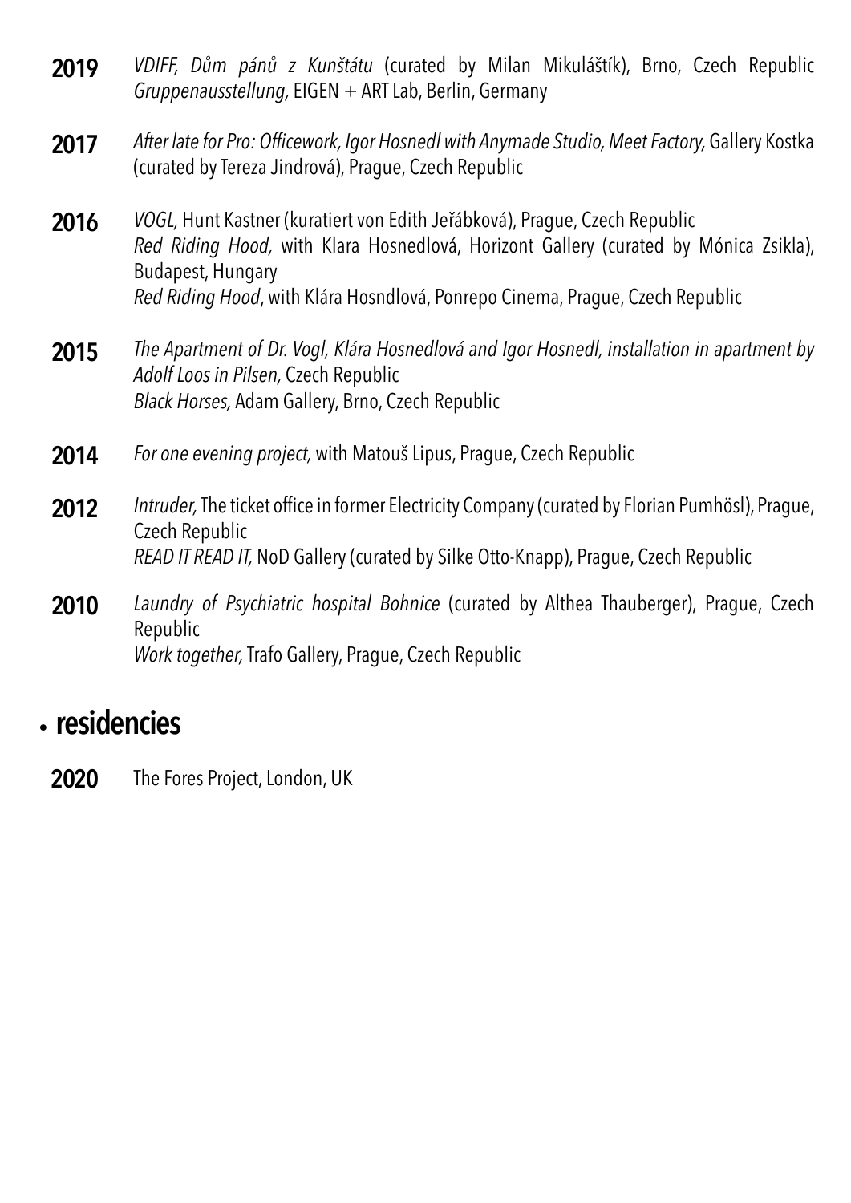**2019** *VDIFF, Dům pánů z Kunštátu* (curated by Milan Mikuláštík), Brno, Czech Republic
*Gruppenausstellung,* EIGEN + ART Lab, Berlin, Germany

**2017** *After late for Pro: Officework, Igor Hosnedl with Anymade Studio, Meet Factory,* Gallery Kostka (curated by Tereza Jindrová), Prague, Czech Republic

**2016** *VOGL,* Hunt Kastner (kuratiert von Edith Jeřábková), Prague, Czech Republic
*Red Riding Hood,* with Klara Hosnedlová, Horizont Gallery (curated by Mónica Zsikla), Budapest, Hungary
*Red Riding Hood*, with Klára Hosndlová, Ponrepo Cinema, Prague, Czech Republic

**2015** *The Apartment of Dr. Vogl, Klára Hosnedlová and Igor Hosnedl, installation in apartment by Adolf Loos in Pilsen,* Czech Republic
*Black Horses,* Adam Gallery, Brno, Czech Republic

**2014** *For one evening project,* with Matouš Lipus, Prague, Czech Republic

**2012** *Intruder,* The ticket office in former Electricity Company (curated by Florian Pumhösl), Prague, Czech Republic
*READ IT READ IT,* NoD Gallery (curated by Silke Otto-Knapp), Prague, Czech Republic

**2010** *Laundry of Psychiatric hospital Bohnice* (curated by Althea Thauberger), Prague, Czech Republic
*Work together,* Trafo Gallery, Prague, Czech Republic

## • residencies

**2020** The Fores Project, London, UK